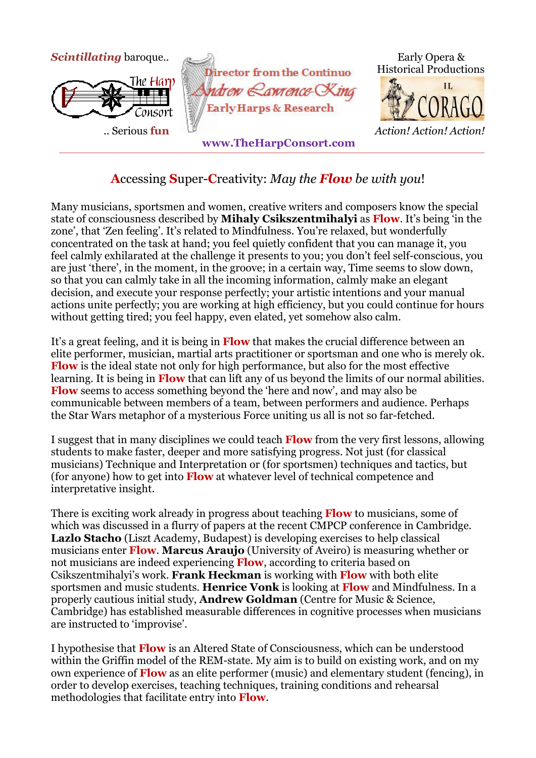*Scintillating* baroque..

The Harp Consort

.. Serious **fun**

Director from the Continuo
Andrew Lawrence-King
Early Harps & Research

Early Opera &
Historical Productions

IL CORAGO

*Action! Action! Action!*

**www.TheHarpConsort.com**

# Accessing Super-Creativity: *May the **Flow** be with you*!

Many musicians, sportsmen and women, creative writers and composers know the special state of consciousness described by **Mihaly Csikszentmihalyi** as **Flow**. It's being 'in the zone', that 'Zen feeling'. It's related to Mindfulness. You're relaxed, but wonderfully concentrated on the task at hand; you feel quietly confident that you can manage it, you feel calmly exhilarated at the challenge it presents to you; you don't feel self-conscious, you are just 'there', in the moment, in the groove; in a certain way, Time seems to slow down, so that you can calmly take in all the incoming information, calmly make an elegant decision, and execute your response perfectly; your artistic intentions and your manual actions unite perfectly; you are working at high efficiency, but you could continue for hours without getting tired; you feel happy, even elated, yet somehow also calm.

It's a great feeling, and it is being in **Flow** that makes the crucial difference between an elite performer, musician, martial arts practitioner or sportsman and one who is merely ok. **Flow** is the ideal state not only for high performance, but also for the most effective learning. It is being in **Flow** that can lift any of us beyond the limits of our normal abilities. **Flow** seems to access something beyond the 'here and now', and may also be communicable between members of a team, between performers and audience. Perhaps the Star Wars metaphor of a mysterious Force uniting us all is not so far-fetched.

I suggest that in many disciplines we could teach **Flow** from the very first lessons, allowing students to make faster, deeper and more satisfying progress. Not just (for classical musicians) Technique and Interpretation or (for sportsmen) techniques and tactics, but (for anyone) how to get into **Flow** at whatever level of technical competence and interpretative insight.

There is exciting work already in progress about teaching **Flow** to musicians, some of which was discussed in a flurry of papers at the recent CMPCP conference in Cambridge. **Lazlo Stacho** (Liszt Academy, Budapest) is developing exercises to help classical musicians enter **Flow**. **Marcus Araujo** (University of Aveiro) is measuring whether or not musicians are indeed experiencing **Flow**, according to criteria based on Csikszentmihalyi's work. **Frank Heckman** is working with **Flow** with both elite sportsmen and music students. **Henrice Vonk** is looking at **Flow** and Mindfulness. In a properly cautious initial study, **Andrew Goldman** (Centre for Music & Science, Cambridge) has established measurable differences in cognitive processes when musicians are instructed to 'improvise'.

I hypothesise that **Flow** is an Altered State of Consciousness, which can be understood within the Griffin model of the REM-state. My aim is to build on existing work, and on my own experience of **Flow** as an elite performer (music) and elementary student (fencing), in order to develop exercises, teaching techniques, training conditions and rehearsal methodologies that facilitate entry into **Flow**.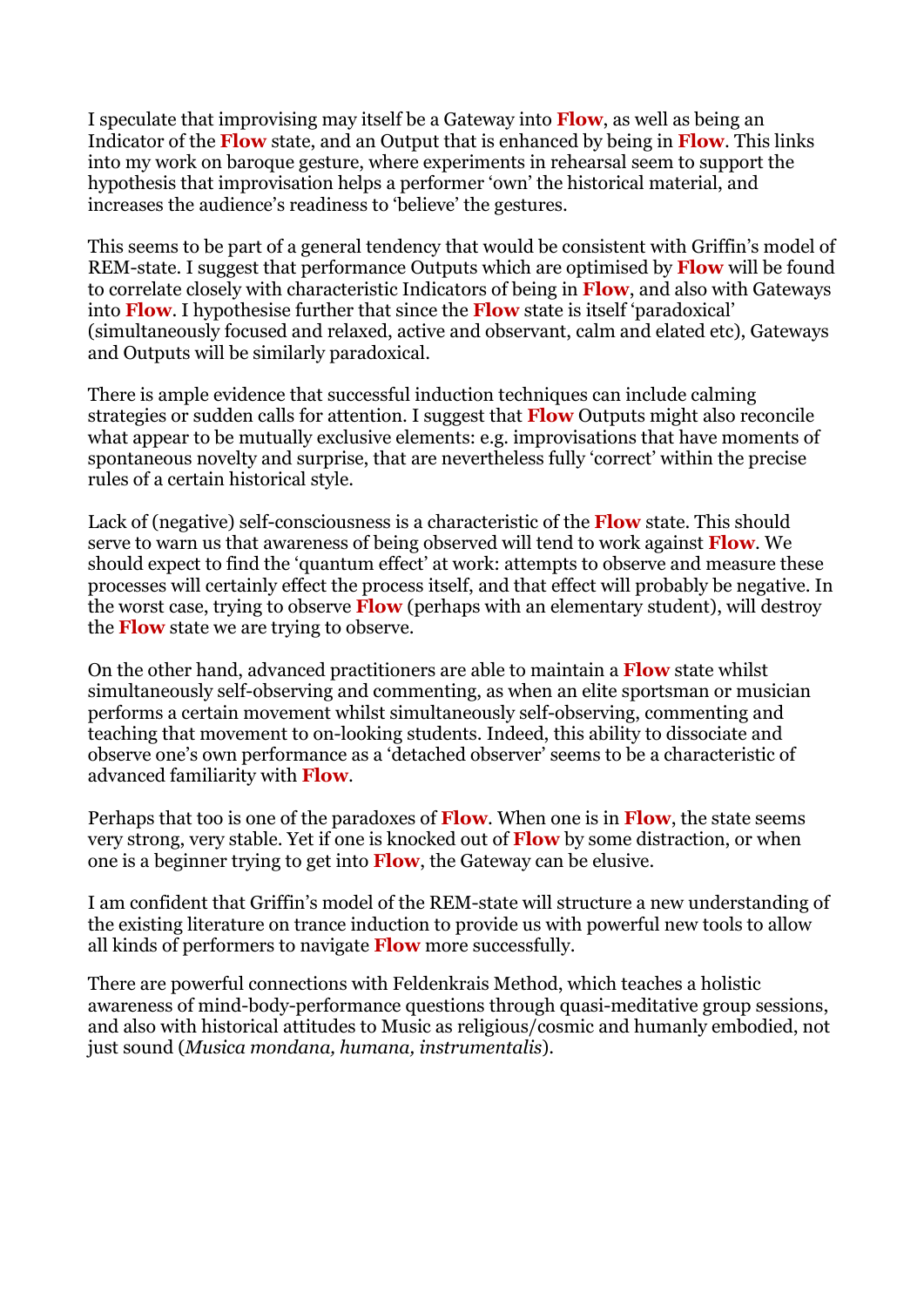I speculate that improvising may itself be a Gateway into **Flow**, as well as being an Indicator of the **Flow** state, and an Output that is enhanced by being in **Flow**. This links into my work on baroque gesture, where experiments in rehearsal seem to support the hypothesis that improvisation helps a performer 'own' the historical material, and increases the audience's readiness to 'believe' the gestures.

This seems to be part of a general tendency that would be consistent with Griffin's model of REM-state. I suggest that performance Outputs which are optimised by **Flow** will be found to correlate closely with characteristic Indicators of being in **Flow**, and also with Gateways into **Flow**. I hypothesise further that since the **Flow** state is itself 'paradoxical' (simultaneously focused and relaxed, active and observant, calm and elated etc), Gateways and Outputs will be similarly paradoxical.

There is ample evidence that successful induction techniques can include calming strategies or sudden calls for attention. I suggest that **Flow** Outputs might also reconcile what appear to be mutually exclusive elements: e.g. improvisations that have moments of spontaneous novelty and surprise, that are nevertheless fully 'correct' within the precise rules of a certain historical style.

Lack of (negative) self-consciousness is a characteristic of the **Flow** state. This should serve to warn us that awareness of being observed will tend to work against **Flow**. We should expect to find the 'quantum effect' at work: attempts to observe and measure these processes will certainly effect the process itself, and that effect will probably be negative. In the worst case, trying to observe **Flow** (perhaps with an elementary student), will destroy the **Flow** state we are trying to observe.

On the other hand, advanced practitioners are able to maintain a **Flow** state whilst simultaneously self-observing and commenting, as when an elite sportsman or musician performs a certain movement whilst simultaneously self-observing, commenting and teaching that movement to on-looking students. Indeed, this ability to dissociate and observe one's own performance as a 'detached observer' seems to be a characteristic of advanced familiarity with **Flow**.

Perhaps that too is one of the paradoxes of **Flow**. When one is in **Flow**, the state seems very strong, very stable. Yet if one is knocked out of **Flow** by some distraction, or when one is a beginner trying to get into **Flow**, the Gateway can be elusive.

I am confident that Griffin's model of the REM-state will structure a new understanding of the existing literature on trance induction to provide us with powerful new tools to allow all kinds of performers to navigate **Flow** more successfully.

There are powerful connections with Feldenkrais Method, which teaches a holistic awareness of mind-body-performance questions through quasi-meditative group sessions, and also with historical attitudes to Music as religious/cosmic and humanly embodied, not just sound (*Musica mondana, humana, instrumentalis*).